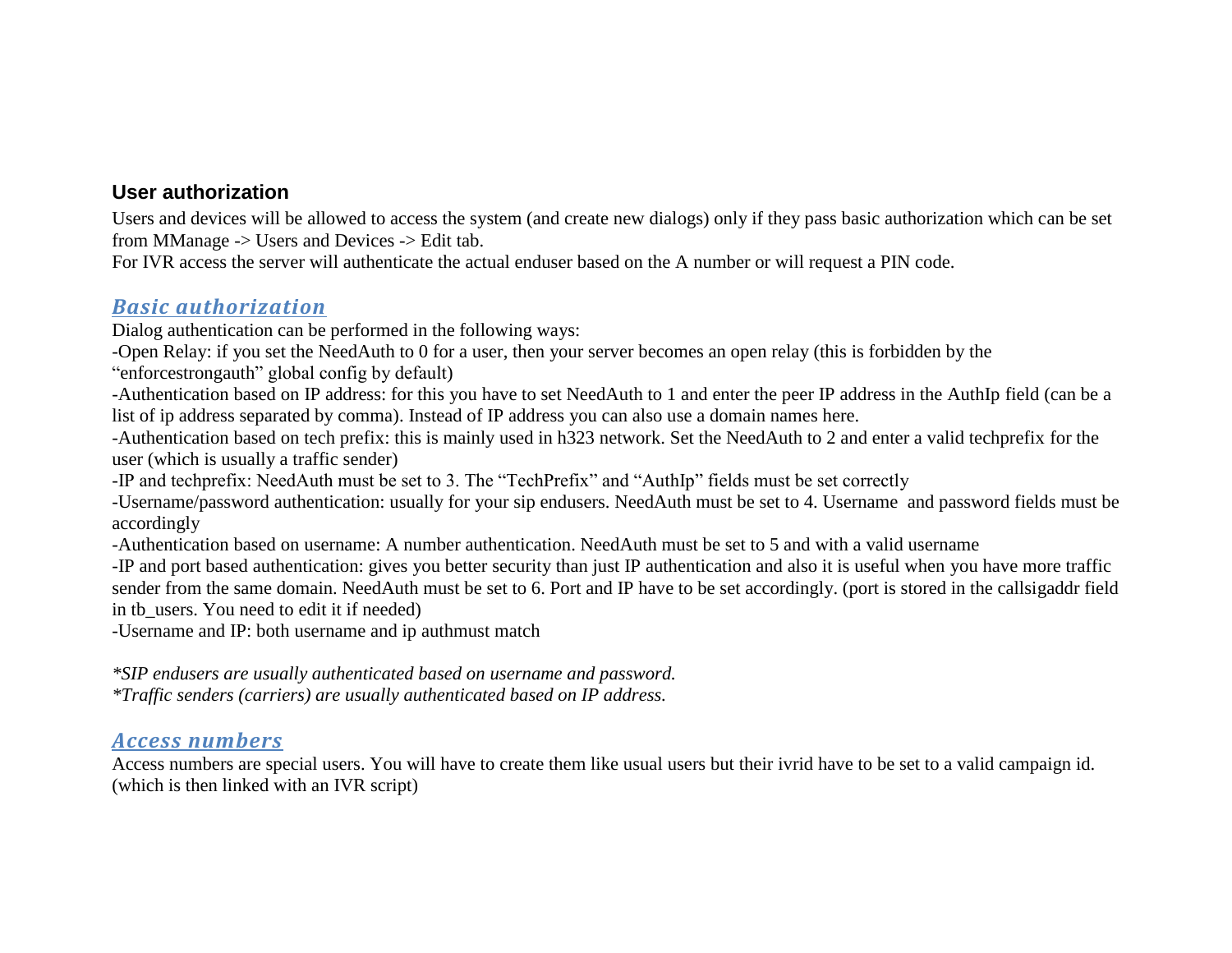## User authorization

Users and devices will be allowed to access the system (and create new dialogs) only if they pass basic authorization which can be set from MManage -> Users and Devices -> Edit tab.
For IVR access the server will authenticate the actual enduser based on the A number or will request a PIN code.

### *Basic authorization*

Dialog authentication can be performed in the following ways:
-Open Relay: if you set the NeedAuth to 0 for a user, then your server becomes an open relay (this is forbidden by the "enforcestrongauth" global config by default)
-Authentication based on IP address: for this you have to set NeedAuth to 1 and enter the peer IP address in the AuthIp field (can be a list of ip address separated by comma). Instead of IP address you can also use a domain names here.
-Authentication based on tech prefix: this is mainly used in h323 network. Set the NeedAuth to 2 and enter a valid techprefix for the user (which is usually a traffic sender)
-IP and techprefix: NeedAuth must be set to 3. The "TechPrefix" and "AuthIp" fields must be set correctly
-Username/password authentication: usually for your sip endusers. NeedAuth must be set to 4. Username and password fields must be accordingly
-Authentication based on username: A number authentication. NeedAuth must be set to 5 and with a valid username
-IP and port based authentication: gives you better security than just IP authentication and also it is useful when you have more traffic sender from the same domain. NeedAuth must be set to 6. Port and IP have to be set accordingly. (port is stored in the callsigaddr field in tb_users. You need to edit it if needed)
-Username and IP: both username and ip authmust match

*\*SIP endusers are usually authenticated based on username and password.*
*\*Traffic senders (carriers) are usually authenticated based on IP address.*

### *Access numbers*

Access numbers are special users. You will have to create them like usual users but their ivrid have to be set to a valid campaign id. (which is then linked with an IVR script)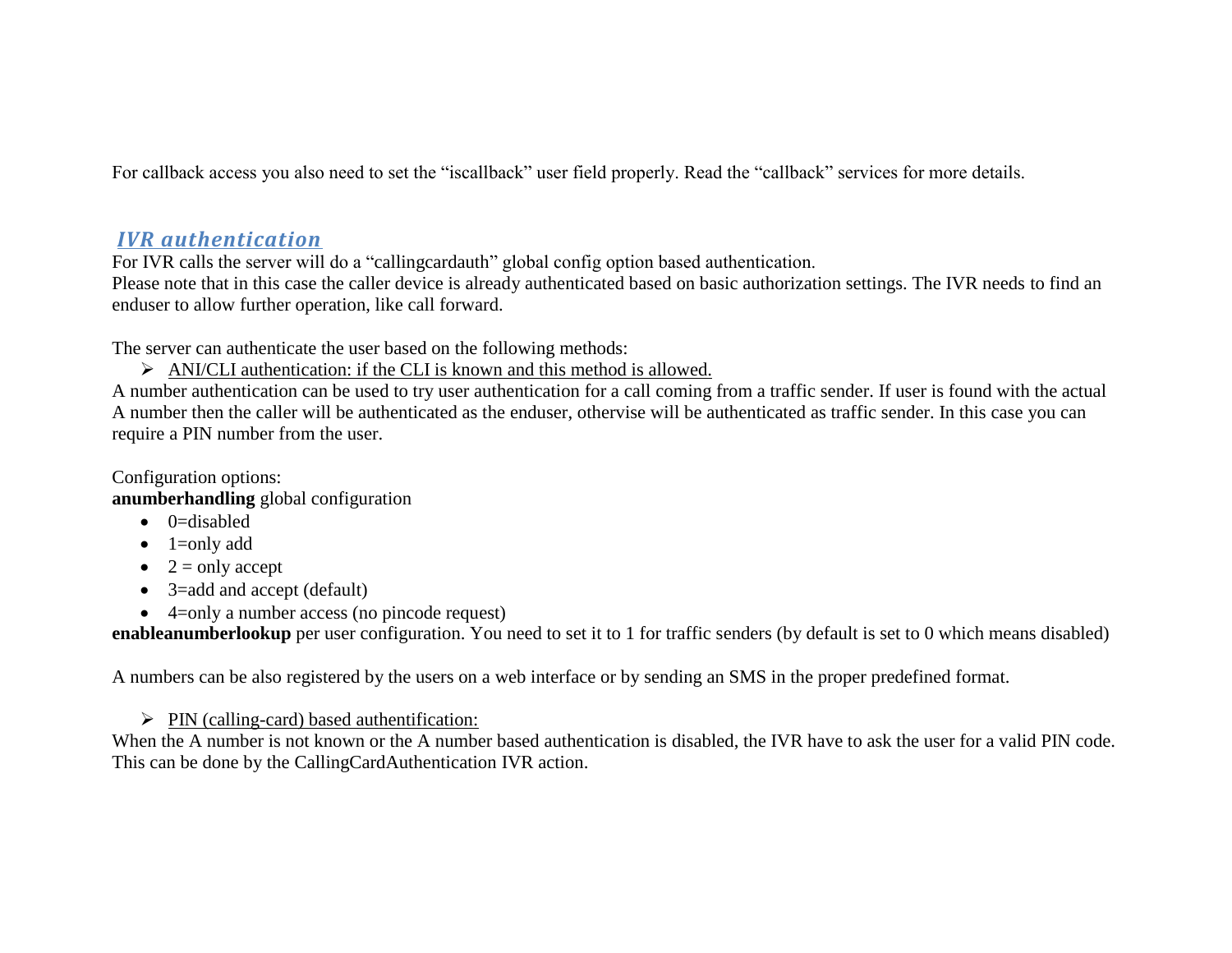For callback access you also need to set the "iscallback" user field properly. Read the "callback" services for more details.

## *IVR authentication*

For IVR calls the server will do a "callingcardauth" global config option based authentication.
Please note that in this case the caller device is already authenticated based on basic authorization settings. The IVR needs to find an enduser to allow further operation, like call forward.

The server can authenticate the user based on the following methods:

- ANI/CLI authentication: if the CLI is known and this method is allowed.

A number authentication can be used to try user authentication for a call coming from a traffic sender. If user is found with the actual A number then the caller will be authenticated as the enduser, othervise will be authenticated as traffic sender. In this case you can require a PIN number from the user.

Configuration options:
**anumberhandling** global configuration

- 0=disabled
- 1=only add
- 2 = only accept
- 3=add and accept (default)
- 4=only a number access (no pincode request)

**enableanumberlookup** per user configuration. You need to set it to 1 for traffic senders (by default is set to 0 which means disabled)

A numbers can be also registered by the users on a web interface or by sending an SMS in the proper predefined format.

- PIN (calling-card) based authentification:

When the A number is not known or the A number based authentication is disabled, the IVR have to ask the user for a valid PIN code. This can be done by the CallingCardAuthentication IVR action.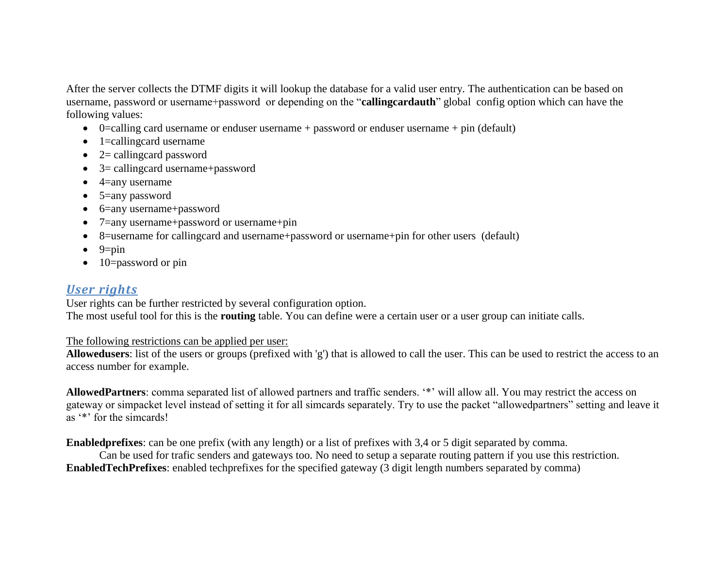After the server collects the DTMF digits it will lookup the database for a valid user entry. The authentication can be based on username, password or username+password or depending on the "**callingcardauth**" global config option which can have the following values:

- 0=calling card username or enduser username + password or enduser username + pin (default)
- 1=callingcard username
- 2= callingcard password
- 3= callingcard username+password
- 4=any username
- 5=any password
- 6=any username+password
- 7=any username+password or username+pin
- 8=username for callingcard and username+password or username+pin for other users (default)
- 9=pin
- 10=password or pin

## *User rights*

User rights can be further restricted by several configuration option.
The most useful tool for this is the **routing** table. You can define were a certain user or a user group can initiate calls.

The following restrictions can be applied per user:

**Allowedusers**: list of the users or groups (prefixed with 'g') that is allowed to call the user. This can be used to restrict the access to an access number for example.

**AllowedPartners**: comma separated list of allowed partners and traffic senders. '*' will allow all. You may restrict the access on gateway or simpacket level instead of setting it for all simcards separately. Try to use the packet "allowedpartners" setting and leave it as '*' for the simcards!

**Enabledprefixes**: can be one prefix (with any length) or a list of prefixes with 3,4 or 5 digit separated by comma.
Can be used for trafic senders and gateways too. No need to setup a separate routing pattern if you use this restriction.

**EnabledTechPrefixes**: enabled techprefixes for the specified gateway (3 digit length numbers separated by comma)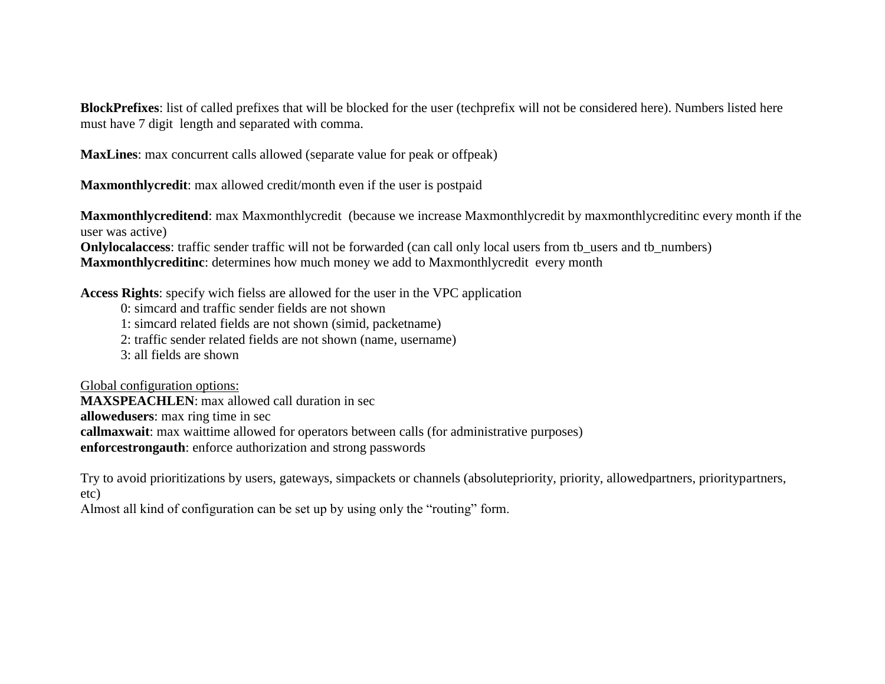**BlockPrefixes**: list of called prefixes that will be blocked for the user (techprefix will not be considered here). Numbers listed here must have 7 digit length and separated with comma.

**MaxLines**: max concurrent calls allowed (separate value for peak or offpeak)

**Maxmonthlycredit**: max allowed credit/month even if the user is postpaid

**Maxmonthlycreditend**: max Maxmonthlycredit (because we increase Maxmonthlycredit by maxmonthlycreditinc every month if the user was active)
**Onlylocalaccess**: traffic sender traffic will not be forwarded (can call only local users from tb_users and tb_numbers)
**Maxmonthlycreditinc**: determines how much money we add to Maxmonthlycredit every month

**Access Rights**: specify wich fielss are allowed for the user in the VPC application

- 0: simcard and traffic sender fields are not shown
- 1: simcard related fields are not shown (simid, packetname)
- 2: traffic sender related fields are not shown (name, username)
- 3: all fields are shown

<u>Global configuration options:</u>
**MAXSPEACHLEN**: max allowed call duration in sec
**allowedusers**: max ring time in sec
**callmaxwait**: max waittime allowed for operators between calls (for administrative purposes)
**enforcestrongauth**: enforce authorization and strong passwords

Try to avoid prioritizations by users, gateways, simpackets or channels (absolutepriority, priority, allowedpartners, prioritypartners, etc)
Almost all kind of configuration can be set up by using only the “routing” form.